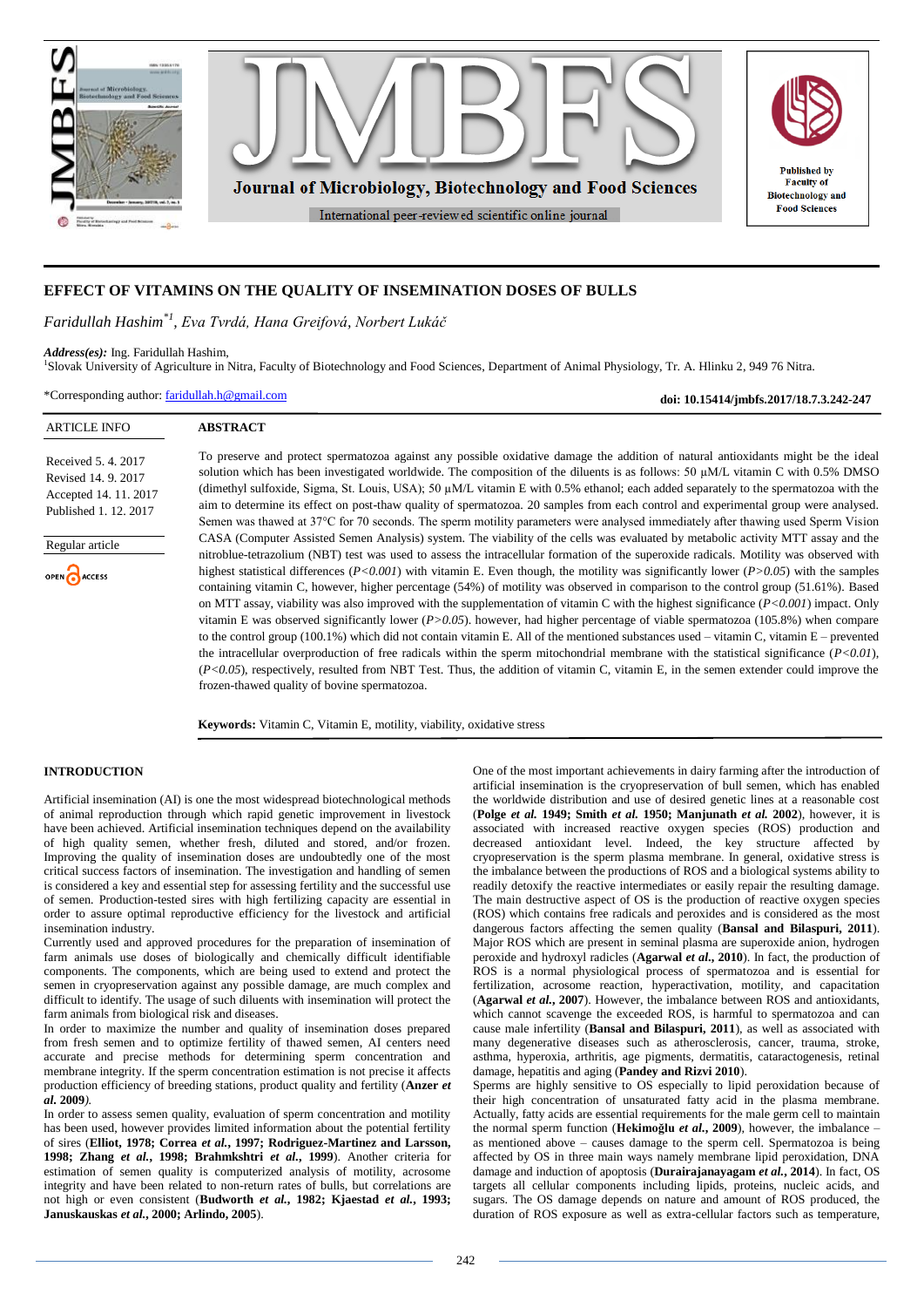# EFFECT OF VITAMINS ON THE QUALITY OF INSEMINATION DOSES OF BULLS

*Faridullah Hashim*[*1], *Eva Tvrdá, Hana Greifová, Norbert Lukáč*

***Address(es):*** Ing. Faridullah Hashim,
[1]Slovak University of Agriculture in Nitra, Faculty of Biotechnology and Food Sciences, Department of Animal Physiology, Tr. A. Hlinku 2, 949 76 Nitra.

*Corresponding author: faridullah.h@gmail.com

**doi: 10.15414/jmbfs.2017/18.7.3.242-247**

| ARTICLE INFO |
|---|
| Received 5. 4. 2017 |
| Revised 14. 9. 2017 |
| Accepted 14. 11. 2017 |
| Published 1. 12. 2017 |
| Regular article |

## ABSTRACT

To preserve and protect spermatozoa against any possible oxidative damage the addition of natural antioxidants might be the ideal solution which has been investigated worldwide. The composition of the diluents is as follows: 50 µM/L vitamin C with 0.5% DMSO (dimethyl sulfoxide, Sigma, St. Louis, USA); 50 µM/L vitamin E with 0.5% ethanol; each added separately to the spermatozoa with the aim to determine its effect on post-thaw quality of spermatozoa. 20 samples from each control and experimental group were analysed. Semen was thawed at 37°C for 70 seconds. The sperm motility parameters were analysed immediately after thawing used Sperm Vision CASA (Computer Assisted Semen Analysis) system. The viability of the cells was evaluated by metabolic activity MTT assay and the nitroblue-tetrazolium (NBT) test was used to assess the intracellular formation of the superoxide radicals. Motility was observed with highest statistical differences (*$P<0.001$*) with vitamin E. Even though, the motility was significantly lower (*$P>0.05$*) with the samples containing vitamin C, however, higher percentage (54%) of motility was observed in comparison to the control group (51.61%). Based on MTT assay, viability was also improved with the supplementation of vitamin C with the highest significance (*$P<0.001$*) impact. Only vitamin E was observed significantly lower (*$P>0.05$*). however, had higher percentage of viable spermatozoa (105.8%) when compare to the control group (100.1%) which did not contain vitamin E. All of the mentioned substances used – vitamin C, vitamin E – prevented the intracellular overproduction of free radicals within the sperm mitochondrial membrane with the statistical significance (*$P<0.01$*), (*$P<0.05$*), respectively, resulted from NBT Test. Thus, the addition of vitamin C, vitamin E, in the semen extender could improve the frozen-thawed quality of bovine spermatozoa.

**Keywords:** Vitamin C, Vitamin E, motility, viability, oxidative stress

## INTRODUCTION

Artificial insemination (AI) is one the most widespread biotechnological methods of animal reproduction through which rapid genetic improvement in livestock have been achieved. Artificial insemination techniques depend on the availability of high quality semen, whether fresh, diluted and stored, and/or frozen. Improving the quality of insemination doses are undoubtedly one of the most critical success factors of insemination. The investigation and handling of semen is considered a key and essential step for assessing fertility and the successful use of semen. Production-tested sires with high fertilizing capacity are essential in order to assure optimal reproductive efficiency for the livestock and artificial insemination industry.

Currently used and approved procedures for the preparation of insemination of farm animals use doses of biologically and chemically difficult identifiable components. The components, which are being used to extend and protect the semen in cryopreservation against any possible damage, are much complex and difficult to identify. The usage of such diluents with insemination will protect the farm animals from biological risk and diseases.

In order to maximize the number and quality of insemination doses prepared from fresh semen and to optimize fertility of thawed semen, AI centers need accurate and precise methods for determining sperm concentration and membrane integrity. If the sperm concentration estimation is not precise it affects production efficiency of breeding stations, product quality and fertility (**Anzer *et al.* 2009**).

In order to assess semen quality, evaluation of sperm concentration and motility has been used, however provides limited information about the potential fertility of sires (**Elliot, 1978; Correa *et al.*, 1997; Rodriguez-Martinez and Larsson, 1998; Zhang *et al.*, 1998; Brahmkshtri *et al.*, 1999**). Another criteria for estimation of semen quality is computerized analysis of motility, acrosome integrity and have been related to non-return rates of bulls, but correlations are not high or even consistent (**Budworth *et al.*, 1982; Kjaestad *et al.*, 1993; Januskauskas *et al.*, 2000; Arlindo, 2005**).

One of the most important achievements in dairy farming after the introduction of artificial insemination is the cryopreservation of bull semen, which has enabled the worldwide distribution and use of desired genetic lines at a reasonable cost (**Polge *et al.* 1949; Smith *et al.* 1950; Manjunath *et al.* 2002**), however, it is associated with increased reactive oxygen species (ROS) production and decreased antioxidant level. Indeed, the key structure affected by cryopreservation is the sperm plasma membrane. In general, oxidative stress is the imbalance between the productions of ROS and a biological systems ability to readily detoxify the reactive intermediates or easily repair the resulting damage. The main destructive aspect of OS is the production of reactive oxygen species (ROS) which contains free radicals and peroxides and is considered as the most dangerous factors affecting the semen quality (**Bansal and Bilaspuri, 2011**). Major ROS which are present in seminal plasma are superoxide anion, hydrogen peroxide and hydroxyl radicles (**Agarwal *et al.*, 2010**). In fact, the production of ROS is a normal physiological process of spermatozoa and is essential for fertilization, acrosome reaction, hyperactivation, motility, and capacitation (**Agarwal *et al.*, 2007**). However, the imbalance between ROS and antioxidants, which cannot scavenge the exceeded ROS, is harmful to spermatozoa and can cause male infertility (**Bansal and Bilaspuri, 2011**), as well as associated with many degenerative diseases such as atherosclerosis, cancer, trauma, stroke, asthma, hyperoxia, arthritis, age pigments, dermatitis, cataractogenesis, retinal damage, hepatitis and aging (**Pandey and Rizvi 2010**).

Sperms are highly sensitive to OS especially to lipid peroxidation because of their high concentration of unsaturated fatty acid in the plasma membrane. Actually, fatty acids are essential requirements for the male germ cell to maintain the normal sperm function (**Hekimoğlu *et al.*, 2009**), however, the imbalance – as mentioned above – causes damage to the sperm cell. Spermatozoa is being affected by OS in three main ways namely membrane lipid peroxidation, DNA damage and induction of apoptosis (**Durairajanayagam *et al.*, 2014**). In fact, OS targets all cellular components including lipids, proteins, nucleic acids, and sugars. The OS damage depends on nature and amount of ROS produced, the duration of ROS exposure as well as extra-cellular factors such as temperature,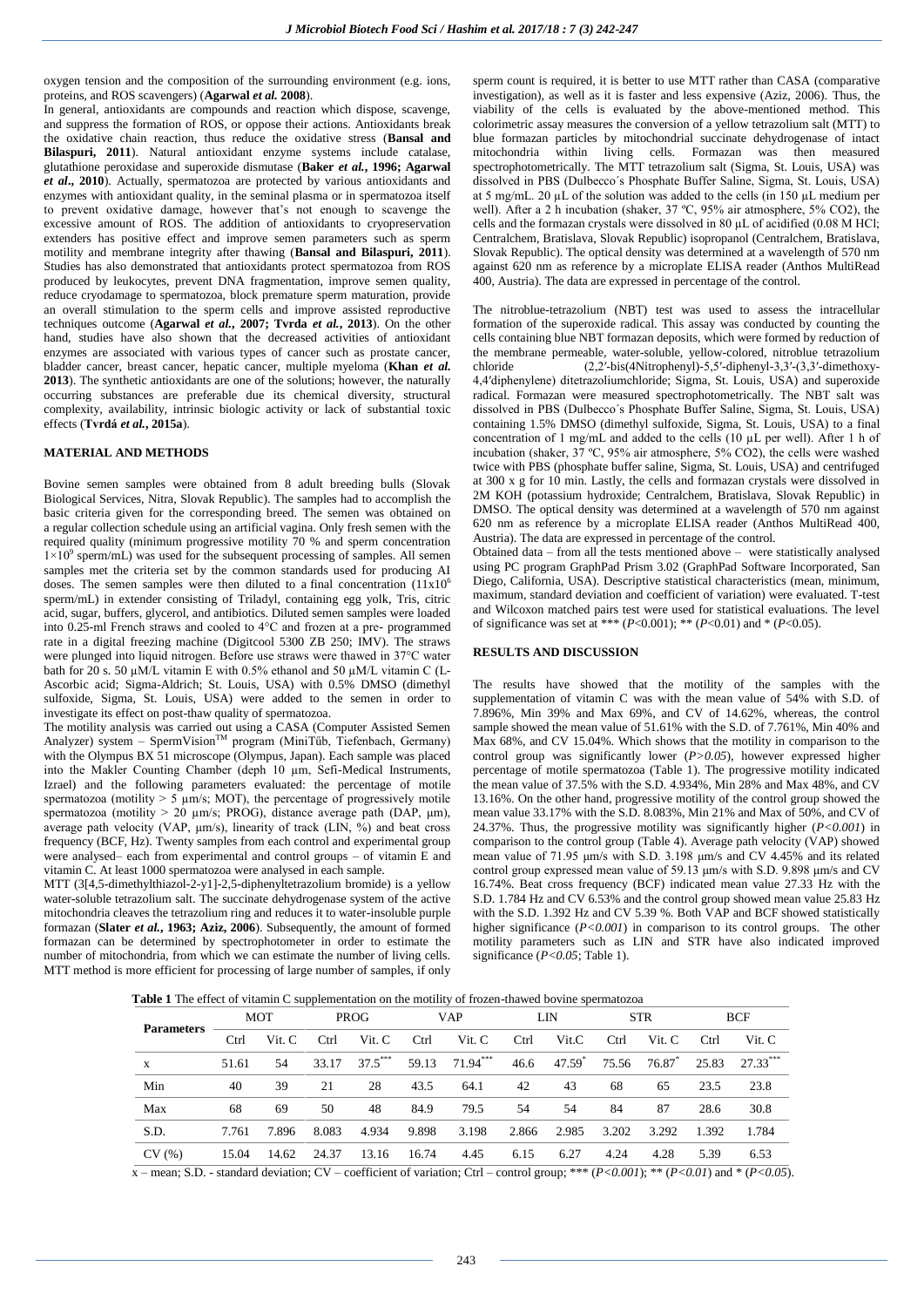oxygen tension and the composition of the surrounding environment (e.g. ions, proteins, and ROS scavengers) (**Agarwal *et al.* 2008**).

In general, antioxidants are compounds and reaction which dispose, scavenge, and suppress the formation of ROS, or oppose their actions. Antioxidants break the oxidative chain reaction, thus reduce the oxidative stress (**Bansal and Bilaspuri, 2011**). Natural antioxidant enzyme systems include catalase, glutathione peroxidase and superoxide dismutase (**Baker *et al.*, 1996; Agarwal *et al.*, 2010**). Actually, spermatozoa are protected by various antioxidants and enzymes with antioxidant quality, in the seminal plasma or in spermatozoa itself to prevent oxidative damage, however that's not enough to scavenge the excessive amount of ROS. The addition of antioxidants to cryopreservation extenders has positive effect and improve semen parameters such as sperm motility and membrane integrity after thawing (**Bansal and Bilaspuri, 2011**). Studies has also demonstrated that antioxidants protect spermatozoa from ROS produced by leukocytes, prevent DNA fragmentation, improve semen quality, reduce cryodamage to spermatozoa, block premature sperm maturation, provide an overall stimulation to the sperm cells and improve assisted reproductive techniques outcome (**Agarwal *et al.*, 2007; Tvrda *et al.*, 2013**). On the other hand, studies have also shown that the decreased activities of antioxidant enzymes are associated with various types of cancer such as prostate cancer, bladder cancer, breast cancer, hepatic cancer, multiple myeloma (**Khan *et al.* 2013**). The synthetic antioxidants are one of the solutions; however, the naturally occurring substances are preferable due its chemical diversity, structural complexity, availability, intrinsic biologic activity or lack of substantial toxic effects (**Tvrdá *et al.*, 2015a**).

## MATERIAL AND METHODS

Bovine semen samples were obtained from 8 adult breeding bulls (Slovak Biological Services, Nitra, Slovak Republic). The samples had to accomplish the basic criteria given for the corresponding breed. The semen was obtained on a regular collection schedule using an artificial vagina. Only fresh semen with the required quality (minimum progressive motility 70 % and sperm concentration $1\times10^9$ sperm/mL) was used for the subsequent processing of samples. All semen samples met the criteria set by the common standards used for producing AI doses. The semen samples were then diluted to a final concentration ($11\times10^6$ sperm/mL) in extender consisting of Triladyl, containing egg yolk, Tris, citric acid, sugar, buffers, glycerol, and antibiotics. Diluted semen samples were loaded into 0.25-ml French straws and cooled to 4°C and frozen at a pre- programmed rate in a digital freezing machine (Digitcool 5300 ZB 250; IMV). The straws were plunged into liquid nitrogen. Before use straws were thawed in 37°C water bath for 20 s. 50 μM/L vitamin E with 0.5% ethanol and 50 μM/L vitamin C (L-Ascorbic acid; Sigma-Aldrich; St. Louis, USA) with 0.5% DMSO (dimethyl sulfoxide, Sigma, St. Louis, USA) were added to the semen in order to investigate its effect on post-thaw quality of spermatozoa.

The motility analysis was carried out using a CASA (Computer Assisted Semen Analyzer) system – SpermVision™ program (MiniTüb, Tiefenbach, Germany) with the Olympus BX 51 microscope (Olympus, Japan). Each sample was placed into the Makler Counting Chamber (deph 10 μm, Sefi-Medical Instruments, Izrael) and the following parameters evaluated: the percentage of motile spermatozoa (motility > 5 μm/s; MOT), the percentage of progressively motile spermatozoa (motility > 20 μm/s; PROG), distance average path (DAP, μm), average path velocity (VAP, μm/s), linearity of track (LIN, %) and beat cross frequency (BCF, Hz). Twenty samples from each control and experimental group were analysed– each from experimental and control groups – of vitamin E and vitamin C. At least 1000 spermatozoa were analysed in each sample.

MTT (3[4,5-dimethylthiazol-2-y1]-2,5-diphenyltetrazolium bromide) is a yellow water-soluble tetrazolium salt. The succinate dehydrogenase system of the active mitochondria cleaves the tetrazolium ring and reduces it to water-insoluble purple formazan (**Slater *et al.*, 1963; Aziz, 2006**). Subsequently, the amount of formed formazan can be determined by spectrophotometer in order to estimate the number of mitochondria, from which we can estimate the number of living cells. MTT method is more efficient for processing of large number of samples, if only sperm count is required, it is better to use MTT rather than CASA (comparative investigation), as well as it is faster and less expensive (Aziz, 2006). Thus, the viability of the cells is evaluated by the above-mentioned method. This colorimetric assay measures the conversion of a yellow tetrazolium salt (MTT) to blue formazan particles by mitochondrial succinate dehydrogenase of intact mitochondria within living cells. Formazan was then measured spectrophotometrically. The MTT tetrazolium salt (Sigma, St. Louis, USA) was dissolved in PBS (Dulbecco´s Phosphate Buffer Saline, Sigma, St. Louis, USA) at 5 mg/mL. 20 μL of the solution was added to the cells (in 150 μL medium per well). After a 2 h incubation (shaker, 37 ºC, 95% air atmosphere, 5% CO2), the cells and the formazan crystals were dissolved in 80 μL of acidified (0.08 M HCl; Centralchem, Bratislava, Slovak Republic) isopropanol (Centralchem, Bratislava, Slovak Republic). The optical density was determined at a wavelength of 570 nm against 620 nm as reference by a microplate ELISA reader (Anthos MultiRead 400, Austria). The data are expressed in percentage of the control.

The nitroblue-tetrazolium (NBT) test was used to assess the intracellular formation of the superoxide radical. This assay was conducted by counting the cells containing blue NBT formazan deposits, which were formed by reduction of the membrane permeable, water-soluble, yellow-colored, nitroblue tetrazolium chloride (2,2′-bis(4Nitrophenyl)-5,5′-diphenyl-3,3′-(3,3′-dimethoxy-4,4′diphenylene) ditetrazoliumchloride; Sigma, St. Louis, USA) and superoxide radical. Formazan were measured spectrophotometrically. The NBT salt was dissolved in PBS (Dulbecco´s Phosphate Buffer Saline, Sigma, St. Louis, USA) containing 1.5% DMSO (dimethyl sulfoxide, Sigma, St. Louis, USA) to a final concentration of 1 mg/mL and added to the cells (10 μL per well). After 1 h of incubation (shaker, 37 ºC, 95% air atmosphere, 5% CO2), the cells were washed twice with PBS (phosphate buffer saline, Sigma, St. Louis, USA) and centrifuged at 300 x g for 10 min. Lastly, the cells and formazan crystals were dissolved in 2M KOH (potassium hydroxide; Centralchem, Bratislava, Slovak Republic) in DMSO. The optical density was determined at a wavelength of 570 nm against 620 nm as reference by a microplate ELISA reader (Anthos MultiRead 400, Austria). The data are expressed in percentage of the control.

Obtained data – from all the tests mentioned above – were statistically analysed using PC program GraphPad Prism 3.02 (GraphPad Software Incorporated, San Diego, California, USA). Descriptive statistical characteristics (mean, minimum, maximum, standard deviation and coefficient of variation) were evaluated. T-test and Wilcoxon matched pairs test were used for statistical evaluations. The level of significance was set at *** ($P<0.001$); ** ($P<0.01$) and * ($P<0.05$).

## RESULTS AND DISCUSSION

The results have showed that the motility of the samples with the supplementation of vitamin C was with the mean value of 54% with S.D. of 7.896%, Min 39% and Max 69%, and CV of 14.62%, whereas, the control sample showed the mean value of 51.61% with the S.D. of 7.761%, Min 40% and Max 68%, and CV 15.04%. Which shows that the motility in comparison to the control group was significantly lower (*P>0.05*), however expressed higher percentage of motile spermatozoa (Table 1). The progressive motility indicated the mean value of 37.5% with the S.D. 4.934%, Min 28% and Max 48%, and CV 13.16%. On the other hand, progressive motility of the control group showed the mean value 33.17% with the S.D. 8.083%, Min 21% and Max of 50%, and CV of 24.37%. Thus, the progressive motility was significantly higher (*P<0.001*) in comparison to the control group (Table 4). Average path velocity (VAP) showed mean value of 71.95 μm/s with S.D. 3.198 μm/s and CV 4.45% and its related control group expressed mean value of 59.13 μm/s with S.D. 9.898 μm/s and CV 16.74%. Beat cross frequency (BCF) indicated mean value 27.33 Hz with the S.D. 1.784 Hz and CV 6.53% and the control group showed mean value 25.83 Hz with the S.D. 1.392 Hz and CV 5.39 %. Both VAP and BCF showed statistically higher significance (*P<0.001*) in comparison to its control groups. The other motility parameters such as LIN and STR have also indicated improved significance (*P<0.05*; Table 1).

**Table 1** The effect of vitamin C supplementation on the motility of frozen-thawed bovine spermatozoa

| Parameters | MOT | | PROG | | VAP | | LIN | | STR | | BCF | |
|---|---|---|---|---|---|---|---|---|---|---|---|---|
| | Ctrl | Vit. C | Ctrl | Vit. C | Ctrl | Vit. C | Ctrl | Vit.C | Ctrl | Vit. C | Ctrl | Vit. C |
| x | 51.61 | 54 | 33.17 | 37.5*** | 59.13 | 71.94*** | 46.6 | 47.59* | 75.56 | 76.87* | 25.83 | 27.33*** |
| Min | 40 | 39 | 21 | 28 | 43.5 | 64.1 | 42 | 43 | 68 | 65 | 23.5 | 23.8 |
| Max | 68 | 69 | 50 | 48 | 84.9 | 79.5 | 54 | 54 | 84 | 87 | 28.6 | 30.8 |
| S.D. | 7.761 | 7.896 | 8.083 | 4.934 | 9.898 | 3.198 | 2.866 | 2.985 | 3.202 | 3.292 | 1.392 | 1.784 |
| CV (%) | 15.04 | 14.62 | 24.37 | 13.16 | 16.74 | 4.45 | 6.15 | 6.27 | 4.24 | 4.28 | 5.39 | 6.53 |

x – mean; S.D. - standard deviation; CV – coefficient of variation; Ctrl – control group; *** ($P<0.001$); ** ($P<0.01$) and * ($P<0.05$).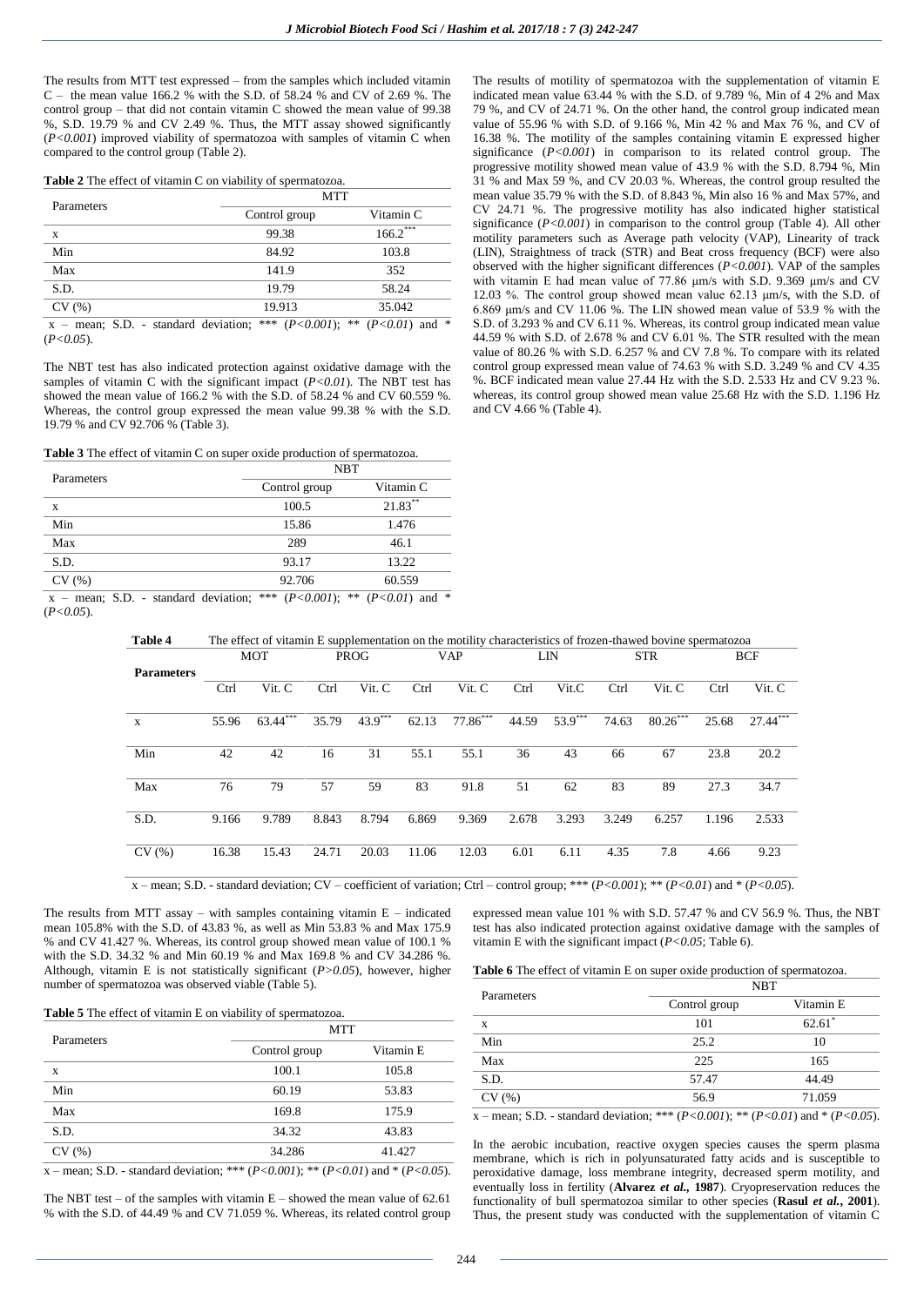The results from MTT test expressed – from the samples which included vitamin C – the mean value 166.2 % with the S.D. of 58.24 % and CV of 2.69 %. The control group – that did not contain vitamin C showed the mean value of 99.38 %, S.D. 19.79 % and CV 2.49 %. Thus, the MTT assay showed significantly ($P<0.001$) improved viability of spermatozoa with samples of vitamin C when compared to the control group (Table 2).

**Table 2** The effect of vitamin C on viability of spermatozoa.

| Parameters | MTT | |
|---|---|---|
| | Control group | Vitamin C |
| x | 99.38 | 166.2*** |
| Min | 84.92 | 103.8 |
| Max | 141.9 | 352 |
| S.D. | 19.79 | 58.24 |
| CV (%) | 19.913 | 35.042 |

x – mean; S.D. - standard deviation; *** ($P<0.001$); ** ($P<0.01$) and * ($P<0.05$).

The NBT test has also indicated protection against oxidative damage with the samples of vitamin C with the significant impact ($P<0.01$). The NBT test has showed the mean value of 166.2 % with the S.D. of 58.24 % and CV 60.559 %. Whereas, the control group expressed the mean value 99.38 % with the S.D. 19.79 % and CV 92.706 % (Table 3).

**Table 3** The effect of vitamin C on super oxide production of spermatozoa.

| Parameters | NBT | |
|---|---|---|
| | Control group | Vitamin C |
| x | 100.5 | 21.83** |
| Min | 15.86 | 1.476 |
| Max | 289 | 46.1 |
| S.D. | 93.17 | 13.22 |
| CV (%) | 92.706 | 60.559 |

x – mean; S.D. - standard deviation; *** ($P<0.001$); ** ($P<0.01$) and * ($P<0.05$).

The results of motility of spermatozoa with the supplementation of vitamin E indicated mean value 63.44 % with the S.D. of 9.789 %, Min of 4 2% and Max 79 %, and CV of 24.71 %. On the other hand, the control group indicated mean value of 55.96 % with S.D. of 9.166 %, Min 42 % and Max 76 %, and CV of 16.38 %. The motility of the samples containing vitamin E expressed higher significance ($P<0.001$) in comparison to its related control group. The progressive motility showed mean value of 43.9 % with the S.D. 8.794 %, Min 31 % and Max 59 %, and CV 20.03 %. Whereas, the control group resulted the mean value 35.79 % with the S.D. of 8.843 %, Min also 16 % and Max 57%, and CV 24.71 %. The progressive motility has also indicated higher statistical significance ($P<0.001$) in comparison to the control group (Table 4). All other motility parameters such as Average path velocity (VAP), Linearity of track (LIN), Straightness of track (STR) and Beat cross frequency (BCF) were also observed with the higher significant differences ($P<0.001$). VAP of the samples with vitamin E had mean value of 77.86 μm/s with S.D. 9.369 μm/s and CV 12.03 %. The control group showed mean value 62.13 μm/s, with the S.D. of 6.869 μm/s and CV 11.06 %. The LIN showed mean value of 53.9 % with the S.D. of 3.293 % and CV 6.11 %. Whereas, its control group indicated mean value 44.59 % with S.D. of 2.678 % and CV 6.01 %. The STR resulted with the mean value of 80.26 % with S.D. 6.257 % and CV 7.8 %. To compare with its related control group expressed mean value of 74.63 % with S.D. 3.249 % and CV 4.35 %. BCF indicated mean value 27.44 Hz with the S.D. 2.533 Hz and CV 9.23 %. whereas, its control group showed mean value 25.68 Hz with the S.D. 1.196 Hz and CV 4.66 % (Table 4).

**Table 4** The effect of vitamin E supplementation on the motility characteristics of frozen-thawed bovine spermatozoa

| Parameters | MOT | | PROG | | VAP | | LIN | | STR | | BCF | |
|---|---|---|---|---|---|---|---|---|---|---|---|---|
| | Ctrl | Vit. C | Ctrl | Vit. C | Ctrl | Vit. C | Ctrl | Vit.C | Ctrl | Vit. C | Ctrl | Vit. C |
| x | 55.96 | 63.44*** | 35.79 | 43.9*** | 62.13 | 77.86*** | 44.59 | 53.9*** | 74.63 | 80.26*** | 25.68 | 27.44*** |
| Min | 42 | 42 | 16 | 31 | 55.1 | 55.1 | 36 | 43 | 66 | 67 | 23.8 | 20.2 |
| Max | 76 | 79 | 57 | 59 | 83 | 91.8 | 51 | 62 | 83 | 89 | 27.3 | 34.7 |
| S.D. | 9.166 | 9.789 | 8.843 | 8.794 | 6.869 | 9.369 | 2.678 | 3.293 | 3.249 | 6.257 | 1.196 | 2.533 |
| CV (%) | 16.38 | 15.43 | 24.71 | 20.03 | 11.06 | 12.03 | 6.01 | 6.11 | 4.35 | 7.8 | 4.66 | 9.23 |

x – mean; S.D. - standard deviation; CV – coefficient of variation; Ctrl – control group; *** ($P<0.001$); ** ($P<0.01$) and * ($P<0.05$).

The results from MTT assay – with samples containing vitamin E – indicated mean 105.8% with the S.D. of 43.83 %, as well as Min 53.83 % and Max 175.9 % and CV 41.427 %. Whereas, its control group showed mean value of 100.1 % with the S.D. 34.32 % and Min 60.19 % and Max 169.8 % and CV 34.286 %. Although, vitamin E is not statistically significant ($P>0.05$), however, higher number of spermatozoa was observed viable (Table 5).

**Table 5** The effect of vitamin E on viability of spermatozoa.

| Parameters | MTT | |
|---|---|---|
| | Control group | Vitamin E |
| x | 100.1 | 105.8 |
| Min | 60.19 | 53.83 |
| Max | 169.8 | 175.9 |
| S.D. | 34.32 | 43.83 |
| CV (%) | 34.286 | 41.427 |

x – mean; S.D. - standard deviation; *** ($P<0.001$); ** ($P<0.01$) and * ($P<0.05$).

The NBT test – of the samples with vitamin E – showed the mean value of 62.61 % with the S.D. of 44.49 % and CV 71.059 %. Whereas, its related control group expressed mean value 101 % with S.D. 57.47 % and CV 56.9 %. Thus, the NBT test has also indicated protection against oxidative damage with the samples of vitamin E with the significant impact ($P<0.05$; Table 6).

**Table 6** The effect of vitamin E on super oxide production of spermatozoa.

| Parameters | NBT | |
|---|---|---|
| | Control group | Vitamin E |
| x | 101 | 62.61* |
| Min | 25.2 | 10 |
| Max | 225 | 165 |
| S.D. | 57.47 | 44.49 |
| CV (%) | 56.9 | 71.059 |

x – mean; S.D. - standard deviation; *** ($P<0.001$); ** ($P<0.01$) and * ($P<0.05$).

In the aerobic incubation, reactive oxygen species causes the sperm plasma membrane, which is rich in polyunsaturated fatty acids and is susceptible to peroxidative damage, loss membrane integrity, decreased sperm motility, and eventually loss in fertility (**Alvarez *et al.*, 1987**). Cryopreservation reduces the functionality of bull spermatozoa similar to other species (**Rasul *et al.*, 2001**). Thus, the present study was conducted with the supplementation of vitamin C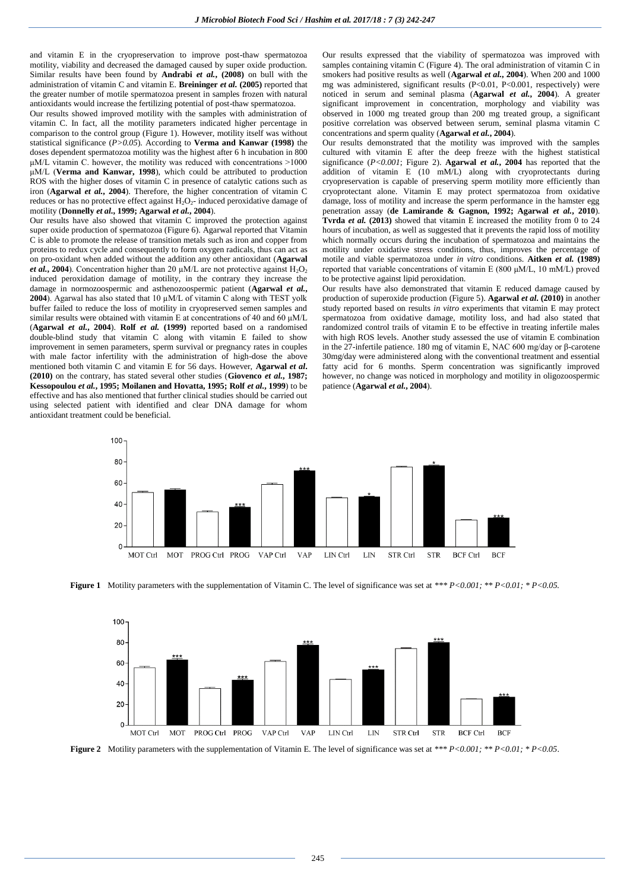and vitamin E in the cryopreservation to improve post-thaw spermatozoa motility, viability and decreased the damaged caused by super oxide production. Similar results have been found by **Andrabi *et al.*, (2008)** on bull with the administration of vitamin C and vitamin E. **Breininger *et al.* (2005)** reported that the greater number of motile spermatozoa present in samples frozen with natural antioxidants would increase the fertilizing potential of post-thaw spermatozoa.

Our results showed improved motility with the samples with administration of vitamin C. In fact, all the motility parameters indicated higher percentage in comparison to the control group (Figure 1). However, motility itself was without statistical significance (*P>0.05*). According to **Verma and Kanwar (1998)** the doses dependent spermatozoa motility was the highest after 6 h incubation in 800 µM/L vitamin C. however, the motility was reduced with concentrations >1000 µM/L (**Verma and Kanwar, 1998**), which could be attributed to production ROS with the higher doses of vitamin C in presence of catalytic cations such as iron (**Agarwal *et al.*, 2004**). Therefore, the higher concentration of vitamin C reduces or has no protective effect against $H_2O_2$- induced peroxidative damage of motility (**Donnelly *et al.*, 1999; Agarwal *et al.*, 2004**).

Our results have also showed that vitamin C improved the protection against super oxide production of spermatozoa (Figure 6). Agarwal reported that Vitamin C is able to promote the release of transition metals such as iron and copper from proteins to redux cycle and consequently to form oxygen radicals, thus can act as on pro-oxidant when added without the addition any other antioxidant (**Agarwal *et al.*, 2004**). Concentration higher than 20 µM/L are not protective against $H_2O_2$ induced peroxidation damage of motility, in the contrary they increase the damage in normozoospermic and asthenozoospermic patient (**Agarwal *et al.*, 2004**). Agarwal has also stated that 10 µM/L of vitamin C along with TEST yolk buffer failed to reduce the loss of motility in cryopreserved semen samples and similar results were obtained with vitamin E at concentrations of 40 and 60 µM/L (**Agarwal *et al.*, 2004**). **Rolf *et al.* (1999)** reported based on a randomised double-blind study that vitamin C along with vitamin E failed to show improvement in semen parameters, sperm survival or pregnancy rates in couples with male factor infertility with the administration of high-dose the above mentioned both vitamin C and vitamin E for 56 days. However, **Agarwal *et al.* (2010)** on the contrary, has stated several other studies (**Giovenco *et al.*, 1987; Kessopoulou *et al.*, 1995; Moilanen and Hovatta, 1995; Rolf *et al.*, 1999**) to be effective and has also mentioned that further clinical studies should be carried out using selected patient with identified and clear DNA damage for whom antioxidant treatment could be beneficial.

Our results expressed that the viability of spermatozoa was improved with samples containing vitamin C (Figure 4). The oral administration of vitamin C in smokers had positive results as well (**Agarwal *et al.*, 2004**). When 200 and 1000 mg was administered, significant results (P<0.01, P<0.001, respectively) were noticed in serum and seminal plasma (**Agarwal *et al.*, 2004**). A greater significant improvement in concentration, morphology and viability was observed in 1000 mg treated group than 200 mg treated group, a significant positive correlation was observed between serum, seminal plasma vitamin C concentrations and sperm quality (**Agarwal *et al.*, 2004**).

Our results demonstrated that the motility was improved with the samples cultured with vitamin E after the deep freeze with the highest statistical significance (*P<0.001*; Figure 2). **Agarwal *et al.*, 2004** has reported that the addition of vitamin E (10 mM/L) along with cryoprotectants during cryopreservation is capable of preserving sperm motility more efficiently than cryoprotectant alone. Vitamin E may protect spermatozoa from oxidative damage, loss of motility and increase the sperm performance in the hamster egg penetration assay (**de Lamirande & Gagnon, 1992; Agarwal *et al.*, 2010**). **Tvrda *et al.* (2013)** showed that vitamin E increased the motility from 0 to 24 hours of incubation, as well as suggested that it prevents the rapid loss of motility which normally occurs during the incubation of spermatozoa and maintains the motility under oxidative stress conditions, thus, improves the percentage of motile and viable spermatozoa under *in vitro* conditions. **Aitken *et al.* (1989)** reported that variable concentrations of vitamin E (800 µM/L, 10 mM/L) proved to be protective against lipid peroxidation.

Our results have also demonstrated that vitamin E reduced damage caused by production of superoxide production (Figure 5). **Agarwal *et al.* (2010)** in another study reported based on results *in vitro* experiments that vitamin E may protect spermatozoa from oxidative damage, motility loss, and had also stated that randomized control trails of vitamin E to be effective in treating infertile males with high ROS levels. Another study assessed the use of vitamin E combination in the 27-infertile patience. 180 mg of vitamin E, NAC 600 mg/day or β-carotene 30mg/day were administered along with the conventional treatment and essential fatty acid for 6 months. Sperm concentration was significantly improved however, no change was noticed in morphology and motility in oligozoospermic patience (**Agarwal *et al.*, 2004**).

**Figure 1** Motility parameters with the supplementation of Vitamin C. The level of significance was set at *** *P<0.001; ** P<0.01; * P<0.05.*

**Figure 2** Motility parameters with the supplementation of Vitamin E. The level of significance was set at *** *P<0.001; ** P<0.01; * P<0.05*.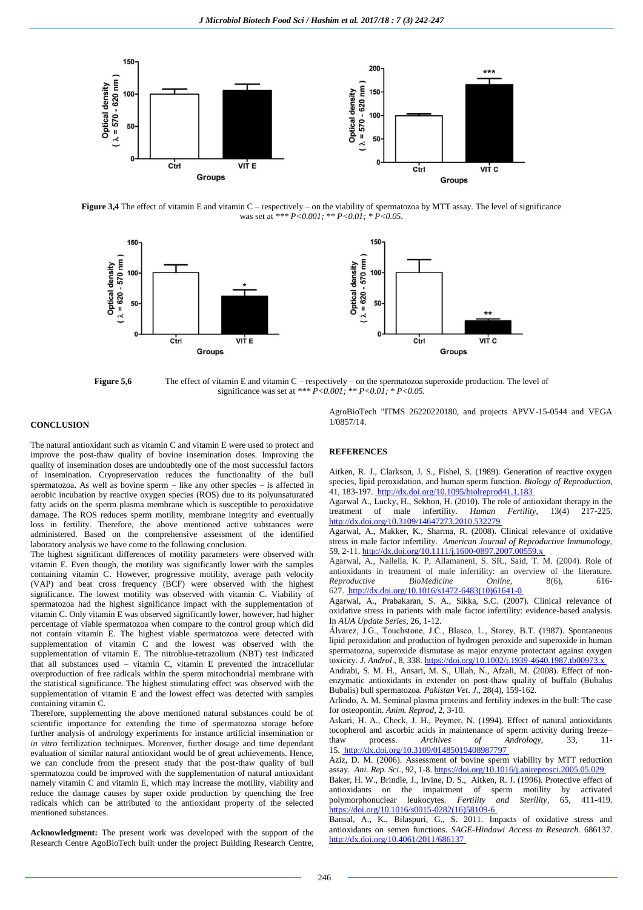Figure 3,4 The effect of vitamin E and vitamin C – respectively – on the viability of spermatozoa by MTT assay. The level of significance was set at *** *P<0.001; ** P<0.01; * P<0.05.*

Figure 5,6 The effect of vitamin E and vitamin C – respectively – on the spermatozoa superoxide production. The level of significance was set at *** *P<0.001; ** P<0.01; * P<0.05.*

## CONCLUSION

The natural antioxidant such as vitamin C and vitamin E were used to protect and improve the post-thaw quality of bovine insemination doses. Improving the quality of insemination doses are undoubtedly one of the most successful factors of insemination. Cryopreservation reduces the functionality of the bull spermatozoa. As well as bovine sperm – like any other species – is affected in aerobic incubation by reactive oxygen species (ROS) due to its polyunsaturated fatty acids on the sperm plasma membrane which is susceptible to peroxidative damage. The ROS reduces sperm motility, membrane integrity and eventually loss in fertility. Therefore, the above mentioned active substances were administered. Based on the comprehensive assessment of the identified laboratory analysis we have come to the following conclusion.

The highest significant differences of motility parameters were observed with vitamin E. Even though, the motility was significantly lower with the samples containing vitamin C. However, progressive motility, average path velocity (VAP) and beat cross frequency (BCF) were observed with the highest significance. The lowest motility was observed with vitamin C. Viability of spermatozoa had the highest significance impact with the supplementation of vitamin C. Only vitamin E was observed significantly lower, however, had higher percentage of viable spermatozoa when compare to the control group which did not contain vitamin E. The highest viable spermatozoa were detected with supplementation of vitamin C and the lowest was observed with the supplementation of vitamin E. The nitroblue-tetrazolium (NBT) test indicated that all substances used – vitamin C, vitamin E prevented the intracellular overproduction of free radicals within the sperm mitochondrial membrane with the statistical significance. The highest stimulating effect was observed with the supplementation of vitamin E and the lowest effect was detected with samples containing vitamin C.

Therefore, supplementing the above mentioned natural substances could be of scientific importance for extending the time of spermatozoa storage before further analysis of andrology experiments for instance artificial insemination or *in vitro* fertilization techniques. Moreover, further dosage and time dependant evaluation of similar natural antioxidant would be of great achievements. Hence, we can conclude from the present study that the post-thaw quality of bull spermatozoa could be improved with the supplementation of natural antioxidant namely vitamin C and vitamin E, which may increase the motility, viability and reduce the damage causes by super oxide production by quenching the free radicals which can be attributed to the antioxidant property of the selected mentioned substances.

**Acknowledgment:** The present work was developed with the support of the Research Centre AgoBioTech built under the project Building Research Centre, AgroBioTech "ITMS 26220220180, and projects APVV-15-0544 and VEGA 1/0857/14.

## REFERENCES

Aitken, R. J., Clarkson, J. S., Fishel, S. (1989). Generation of reactive oxygen species, lipid peroxidation, and human sperm function. *Biology of Reproduction*, 41, 183-197. http://dx.doi.org/10.1095/biolreprod41.1.183

Agarwal A., Lucky, H., Sekhon, H. (2010). The role of antioxidant therapy in the treatment of male infertility. *Human Fertility*, 13(4) 217-225. http://dx.doi.org/10.3109/14647273.2010.532279

Agarwal, A., Makker, K., Sharma, R. (2008). Clinical relevance of oxidative stress in male factor infertility. *American Journal of Reproductive Immunology*, 59, 2-11. http://dx.doi.org/10.1111/j.1600-0897.2007.00559.x

Agarwal, A., Nallella, K. P, Allamaneni, S. SR., Said, T. M. (2004). Role of antioxidants in treatment of male infertility: an overview of the literature. *Reproductive BioMedicine Online*, 8(6), 616-627. http://dx.doi.org/10.1016/s1472-6483(10)61641-0

Agarwal, A., Prabakaran, S. A., Sikka, S.C. (2007). Clinical relevance of oxidative stress in patients with male factor infertility: evidence-based analysis. In *AUA Update Series*, 26, 1-12.

Álvarez, J.G., Touchstone, J.C., Blasco, L., Storey, B.T. (1987). Spontaneous lipid peroxidation and production of hydrogen peroxide and superoxide in human spermatozoa, superoxide dismutase as major enzyme protectant against oxygen toxicity. *J. Androl*., 8, 338. https://doi.org/10.1002/j.1939-4640.1987.tb00973.x

Andrabi, S. M. H., Ansari, M. S., Ullah, N., Afzali, M. (2008). Effect of non-enzymatic antioxidants in extender on post-thaw quality of buffalo (Bubalus Bubalis) bull spermatozoa. *Pakistan Vet. J*., 28(4), 159-162.

Arlindo, A. M. Seminal plasma proteins and fertility indexes in the bull: The case for osteopontin. *Anim. Reprod*, 2, 3-10.

Askari, H. A., Check, J. H., Peymer, N. (1994). Effect of natural antioxidants tocopherol and ascorbic acids in maintenance of sperm activity during freeze–thaw process. *Archives of Andrology*, 33, 11-15. http://dx.doi.org/10.3109/01485019408987797

Aziz, D. M. (2006). Assessment of bovine sperm viability by MTT reduction assay. *Ani. Rep. Sci*., 92, 1-8. https://doi.org/10.1016/j.anireprosci.2005.05.029

Baker, H. W., Brindle, J., Irvine, D. S., Aitken, R. J. (1996). Protective effect of antioxidants on the impairment of sperm motility by activated polymorphonuclear leukocytes. *Fertility and Sterility*, 65, 411-419. https://doi.org/10.1016/s0015-0282(16)58109-6

Bansal, A., K., Bilaspuri, G., S. 2011. Impacts of oxidative stress and antioxidants on semen functions. *SAGE-Hindawi Access to Research.* 686137. http://dx.doi.org/10.4061/2011/686137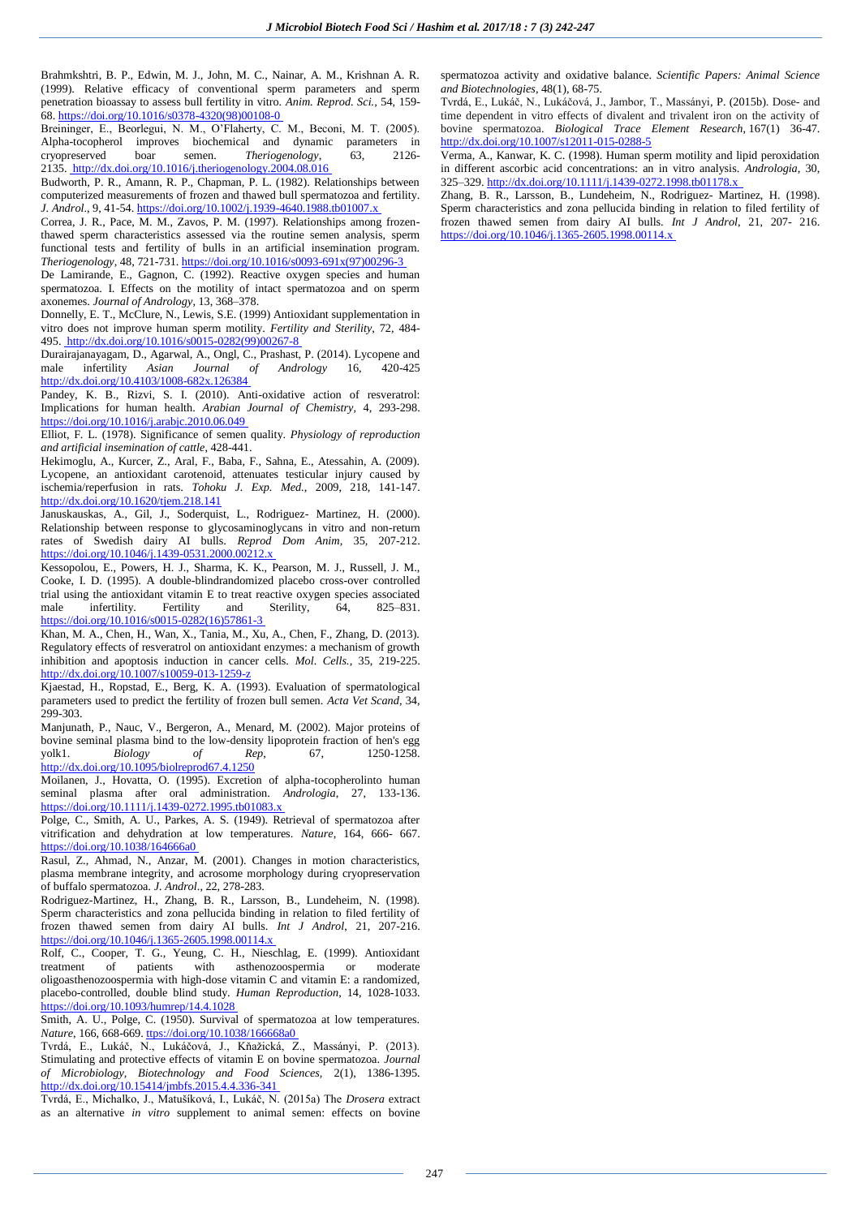Brahmkshtri, B. P., Edwin, M. J., John, M. C., Nainar, A. M., Krishnan A. R. (1999). Relative efficacy of conventional sperm parameters and sperm penetration bioassay to assess bull fertility in vitro. *Anim. Reprod. Sci.*, 54, 159-68. https://doi.org/10.1016/s0378-4320(98)00108-0

Breininger, E., Beorlegui, N. M., O'Flaherty, C. M., Beconi, M. T. (2005). Alpha-tocopherol improves biochemical and dynamic parameters in cryopreserved boar semen. *Theriogenology*, 63, 2126-2135. http://dx.doi.org/10.1016/j.theriogenology.2004.08.016

Budworth, P. R., Amann, R. P., Chapman, P. L. (1982). Relationships between computerized measurements of frozen and thawed bull spermatozoa and fertility. *J. Androl.*, 9, 41-54. https://doi.org/10.1002/j.1939-4640.1988.tb01007.x

Correa, J. R., Pace, M. M., Zavos, P. M. (1997). Relationships among frozen-thawed sperm characteristics assessed via the routine semen analysis, sperm functional tests and fertility of bulls in an artificial insemination program. *Theriogenology*, 48, 721-731. https://doi.org/10.1016/s0093-691x(97)00296-3

De Lamirande, E., Gagnon, C. (1992). Reactive oxygen species and human spermatozoa. I. Effects on the motility of intact spermatozoa and on sperm axonemes. *Journal of Andrology*, 13, 368–378.

Donnelly, E. T., McClure, N., Lewis, S.E. (1999) Antioxidant supplementation in vitro does not improve human sperm motility. *Fertility and Sterility*, 72, 484-495. http://dx.doi.org/10.1016/s0015-0282(99)00267-8

Durairajanayagam, D., Agarwal, A., Ongl, C., Prashast, P. (2014). Lycopene and male infertility *Asian Journal of Andrology* 16, 420-425 http://dx.doi.org/10.4103/1008-682x.126384

Pandey, K. B., Rizvi, S. I. (2010). Anti-oxidative action of resveratrol: Implications for human health. *Arabian Journal of Chemistry*, 4, 293-298. https://doi.org/10.1016/j.arabjc.2010.06.049

Elliot, F. L. (1978). Significance of semen quality. *Physiology of reproduction and artificial insemination of cattle*, 428-441.

Hekimoglu, A., Kurcer, Z., Aral, F., Baba, F., Sahna, E., Atessahin, A. (2009). Lycopene, an antioxidant carotenoid, attenuates testicular injury caused by ischemia/reperfusion in rats. *Tohoku J. Exp. Med.*, 2009, 218, 141-147. http://dx.doi.org/10.1620/tjem.218.141

Januskauskas, A., Gil, J., Soderquist, L., Rodriguez- Martinez, H. (2000). Relationship between response to glycosaminoglycans in vitro and non-return rates of Swedish dairy AI bulls. *Reprod Dom Anim*, 35, 207-212. https://doi.org/10.1046/j.1439-0531.2000.00212.x

Kessopolou, E., Powers, H. J., Sharma, K. K., Pearson, M. J., Russell, J. M., Cooke, I. D. (1995). A double-blindrandomized placebo cross-over controlled trial using the antioxidant vitamin E to treat reactive oxygen species associated male infertility. Fertility and Sterility, 64, 825–831. https://doi.org/10.1016/s0015-0282(16)57861-3

Khan, M. A., Chen, H., Wan, X., Tania, M., Xu, A., Chen, F., Zhang, D. (2013). Regulatory effects of resveratrol on antioxidant enzymes: a mechanism of growth inhibition and apoptosis induction in cancer cells. *Mol. Cells.*, 35, 219-225. http://dx.doi.org/10.1007/s10059-013-1259-z

Kjaestad, H., Ropstad, E., Berg, K. A. (1993). Evaluation of spermatological parameters used to predict the fertility of frozen bull semen. *Acta Vet Scand*, 34, 299-303.

Manjunath, P., Nauc, V., Bergeron, A., Menard, M. (2002). Major proteins of bovine seminal plasma bind to the low-density lipoprotein fraction of hen's egg yolk1. *Biology of Rep*, 67, 1250-1258. http://dx.doi.org/10.1095/biolreprod67.4.1250

Moilanen, J., Hovatta, O. (1995). Excretion of alpha-tocopherolinto human seminal plasma after oral administration. *Andrologia*, 27, 133-136. https://doi.org/10.1111/j.1439-0272.1995.tb01083.x

Polge, C., Smith, A. U., Parkes, A. S. (1949). Retrieval of spermatozoa after vitrification and dehydration at low temperatures. *Nature*, 164, 666- 667. https://doi.org/10.1038/164666a0

Rasul, Z., Ahmad, N., Anzar, M. (2001). Changes in motion characteristics, plasma membrane integrity, and acrosome morphology during cryopreservation of buffalo spermatozoa. *J. Androl.*, 22, 278-283.

Rodriguez-Martinez, H., Zhang, B. R., Larsson, B., Lundeheim, N. (1998). Sperm characteristics and zona pellucida binding in relation to filed fertility of frozen thawed semen from dairy AI bulls. *Int J Androl*, 21, 207-216. https://doi.org/10.1046/j.1365-2605.1998.00114.x

Rolf, C., Cooper, T. G., Yeung, C. H., Nieschlag, E. (1999). Antioxidant treatment of patients with asthenozoospermia or moderate oligoasthenozoospermia with high-dose vitamin C and vitamin E: a randomized, placebo-controlled, double blind study. *Human Reproduction*, 14, 1028-1033. https://doi.org/10.1093/humrep/14.4.1028

Smith, A. U., Polge, C. (1950). Survival of spermatozoa at low temperatures. *Nature*, 166, 668-669. ttps://doi.org/10.1038/166668a0

Tvrdá, E., Lukáč, N., Lukáčová, J., Kňažická, Z., Massányi, P. (2013). Stimulating and protective effects of vitamin E on bovine spermatozoa. *Journal of Microbiology, Biotechnology and Food Sciences*, 2(1), 1386-1395. http://dx.doi.org/10.15414/jmbfs.2015.4.4.336-341

Tvrdá, E., Michalko, J., Matušíková, I., Lukáč, N. (2015a) The *Drosera* extract as an alternative *in vitro* supplement to animal semen: effects on bovine spermatozoa activity and oxidative balance. *Scientific Papers: Animal Science and Biotechnologies*, 48(1), 68-75.

Tvrdá, E., Lukáč, N., Lukáčová, J., Jambor, T., Massányi, P. (2015b). Dose- and time dependent in vitro effects of divalent and trivalent iron on the activity of bovine spermatozoa. *Biological Trace Element Research*, 167(1) 36-47. http://dx.doi.org/10.1007/s12011-015-0288-5

Verma, A., Kanwar, K. C. (1998). Human sperm motility and lipid peroxidation in different ascorbic acid concentrations: an in vitro analysis. *Andrologia*, 30, 325–329. http://dx.doi.org/10.1111/j.1439-0272.1998.tb01178.x

Zhang, B. R., Larsson, B., Lundeheim, N., Rodriguez- Martinez, H. (1998). Sperm characteristics and zona pellucida binding in relation to filed fertility of frozen thawed semen from dairy AI bulls. *Int J Androl*, 21, 207- 216. https://doi.org/10.1046/j.1365-2605.1998.00114.x